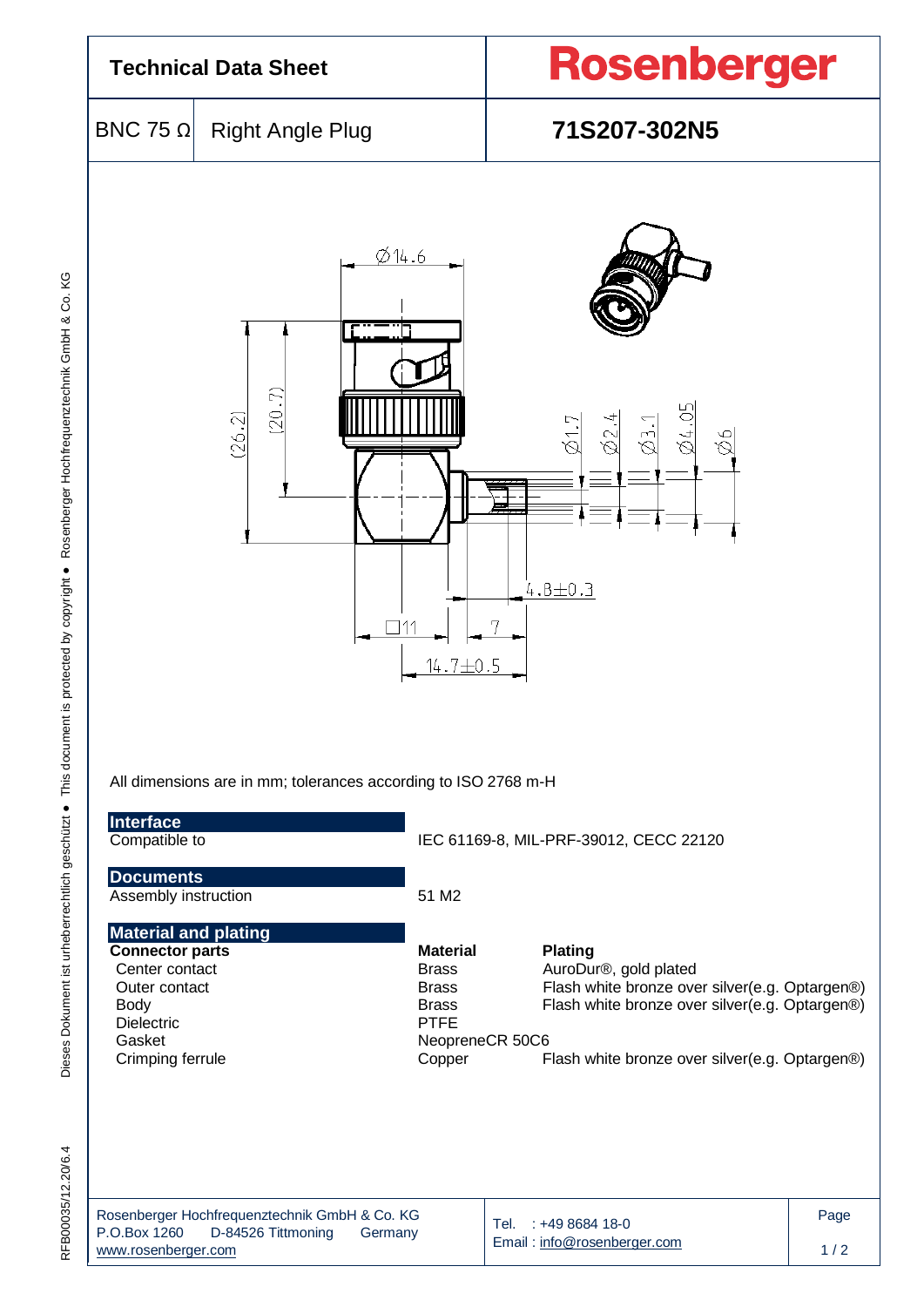# Technical Data Sheet

# Rosenberger

## BNC 75 Ω | Right Angle Plug | 71S207-302N5

Ø14.6

(26.2) (20.7)

Ø1.7 Ø2.4 Ø3.1 Ø4.05 Ø6

4.8±0.3

□11 7

14.7±0.5

All dimensions are in mm; tolerances according to ISO 2768 m-H

### Interface

| | |
|---|---|
| Compatible to | IEC 61169-8, MIL-PRF-39012, CECC 22120 |

### Documents

| | |
|---|---|
| Assembly instruction | 51 M2 |

### Material and plating

| Connector parts | Material | Plating |
|---|---|---|
| Center contact | Brass | AuroDur®, gold plated |
| Outer contact | Brass | Flash white bronze over silver(e.g. Optargen®) |
| Body | Brass | Flash white bronze over silver(e.g. Optargen®) |
| Dielectric | PTFE | |
| Gasket | NeopreneCR 50C6 | |
| Crimping ferrule | Copper | Flash white bronze over silver(e.g. Optargen®) |

Rosenberger Hochfrequenztechnik GmbH & Co. KG
P.O.Box 1260 D-84526 Tittmoning Germany
www.rosenberger.com

Tel. : +49 8684 18-0
Email : info@rosenberger.com

RFB00035/12.20/6.4

Dieses Dokument ist urheberrechtlich geschützt ● This document is protected by copyright ● Rosenberger Hochfrequenztechnik GmbH & Co. KG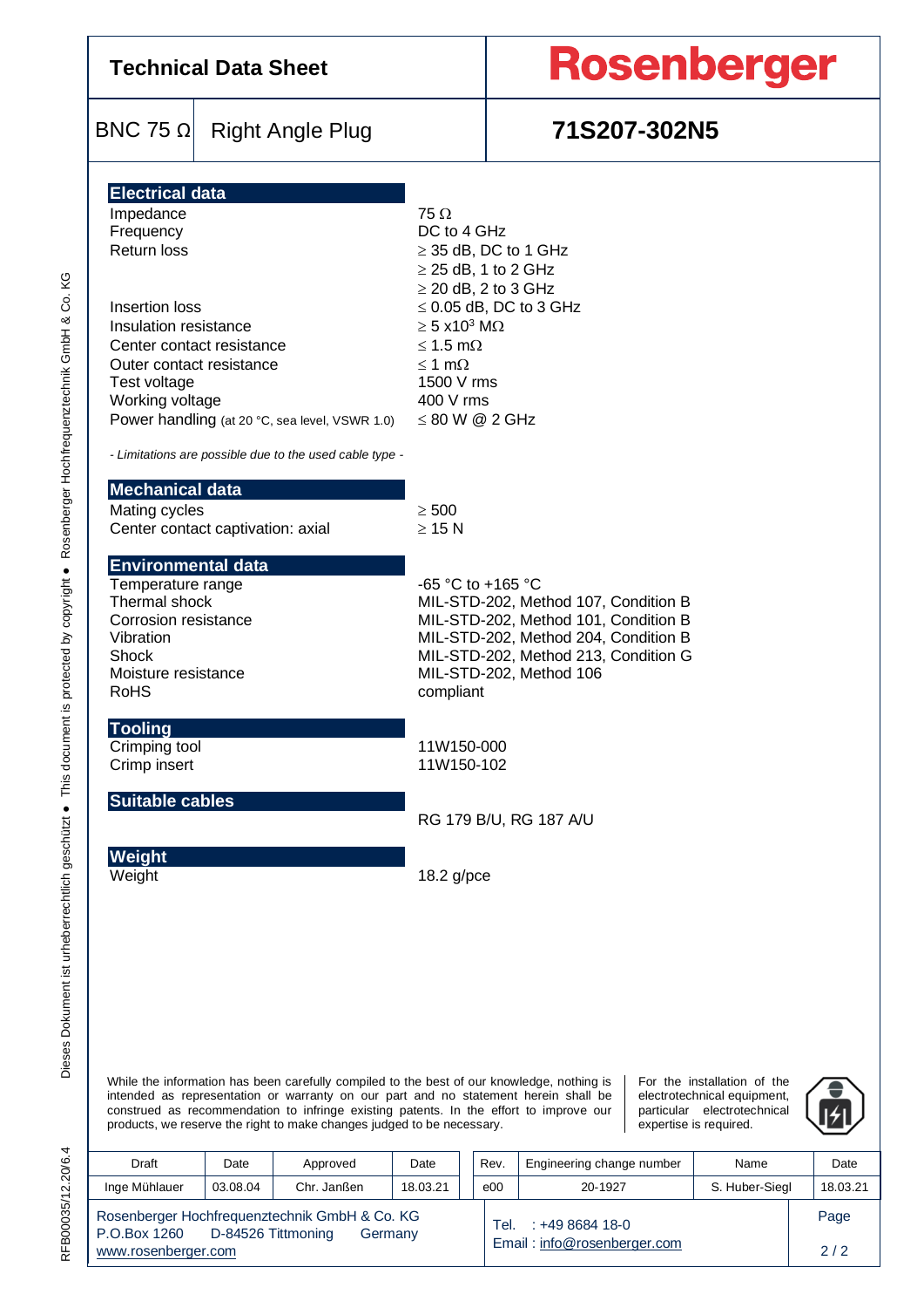# Technical Data Sheet

**Rosenberger**

BNC 75 Ω | Right Angle Plug | **71S207-302N5**

## Electrical data

| | |
|---|---|
| Impedance | 75 Ω |
| Frequency | DC to 4 GHz |
| Return loss | ≥ 35 dB, DC to 1 GHz |
| | ≥ 25 dB, 1 to 2 GHz |
| | ≥ 20 dB, 2 to 3 GHz |
| Insertion loss | ≤ 0.05 dB, DC to 3 GHz |
| Insulation resistance | ≥ 5 x$10^3$ MΩ |
| Center contact resistance | ≤ 1.5 mΩ |
| Outer contact resistance | ≤ 1 mΩ |
| Test voltage | 1500 V rms |
| Working voltage | 400 V rms |
| Power handling (at 20 °C, sea level, VSWR 1.0) | ≤ 80 W @ 2 GHz |

*- Limitations are possible due to the used cable type -*

## Mechanical data

| | |
|---|---|
| Mating cycles | ≥ 500 |
| Center contact captivation: axial | ≥ 15 N |

## Environmental data

| | |
|---|---|
| Temperature range | -65 °C to +165 °C |
| Thermal shock | MIL-STD-202, Method 107, Condition B |
| Corrosion resistance | MIL-STD-202, Method 101, Condition B |
| Vibration | MIL-STD-202, Method 204, Condition B |
| Shock | MIL-STD-202, Method 213, Condition G |
| Moisture resistance | MIL-STD-202, Method 106 |
| RoHS | compliant |

## Tooling

| | |
|---|---|
| Crimping tool | 11W150-000 |
| Crimp insert | 11W150-102 |

## Suitable cables

RG 179 B/U, RG 187 A/U

## Weight

| | |
|---|---|
| Weight | 18.2 g/pce |

While the information has been carefully compiled to the best of our knowledge, nothing is intended as representation or warranty on our part and no statement herein shall be construed as recommendation to infringe existing patents. In the effort to improve our products, we reserve the right to make changes judged to be necessary.

For the installation of the electrotechnical equipment, particular electrotechnical expertise is required.

| Draft | Date | Approved | Date | Rev. | Engineering change number | Name | Date |
|---|---|---|---|---|---|---|---|
| Inge Mühlauer | 03.08.04 | Chr. Janßen | 18.03.21 | e00 | 20-1927 | S. Huber-Siegl | 18.03.21 |

Rosenberger Hochfrequenztechnik GmbH & Co. KG
P.O.Box 1260 D-84526 Tittmoning Germany
www.rosenberger.com

Tel. : +49 8684 18-0
Email : info@rosenberger.com

RFB00035/12.20/6.4

Dieses Dokument ist urheberrechtlich geschützt ● This document is protected by copyright ● Rosenberger Hochfrequenztechnik GmbH & Co. KG